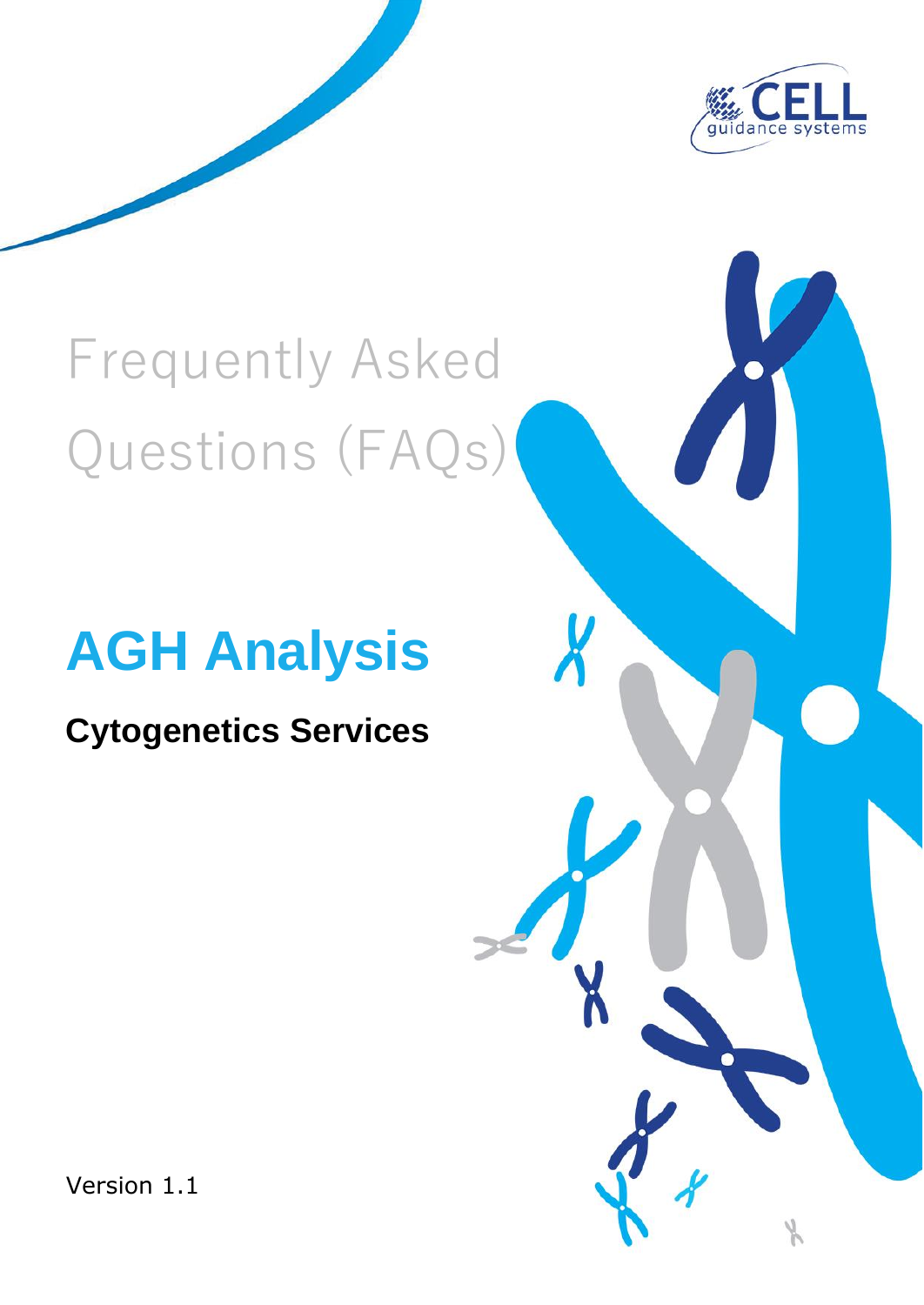CELL guidance systems

# Frequently Asked Questions (FAQs)

## AGH Analysis

### Cytogenetics Services

Version 1.1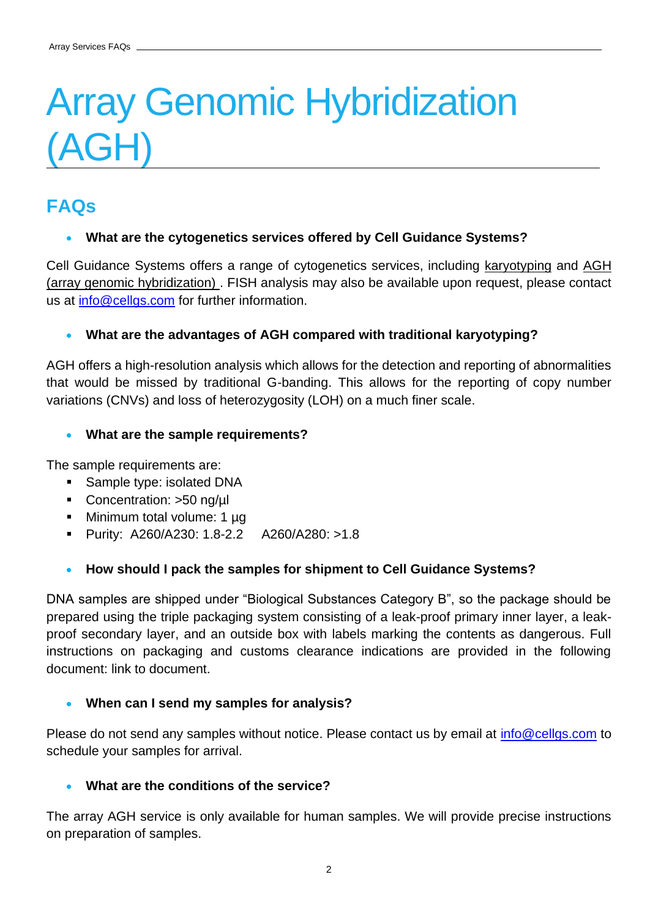# Array Genomic Hybridization (AGH)

## FAQs

- **What are the cytogenetics services offered by Cell Guidance Systems?**

Cell Guidance Systems offers a range of cytogenetics services, including karyotyping and AGH (array genomic hybridization) . FISH analysis may also be available upon request, please contact us at info@cellgs.com for further information.

- **What are the advantages of AGH compared with traditional karyotyping?**

AGH offers a high-resolution analysis which allows for the detection and reporting of abnormalities that would be missed by traditional G-banding. This allows for the reporting of copy number variations (CNVs) and loss of heterozygosity (LOH) on a much finer scale.

- **What are the sample requirements?**

The sample requirements are:

- Sample type: isolated DNA
- Concentration: >50 ng/µl
- Minimum total volume: 1 µg
- Purity: A260/A230: 1.8-2.2 A260/A280: >1.8

- **How should I pack the samples for shipment to Cell Guidance Systems?**

DNA samples are shipped under "Biological Substances Category B", so the package should be prepared using the triple packaging system consisting of a leak-proof primary inner layer, a leak-proof secondary layer, and an outside box with labels marking the contents as dangerous. Full instructions on packaging and customs clearance indications are provided in the following document: link to document.

- **When can I send my samples for analysis?**

Please do not send any samples without notice. Please contact us by email at info@cellgs.com to schedule your samples for arrival.

- **What are the conditions of the service?**

The array AGH service is only available for human samples. We will provide precise instructions on preparation of samples.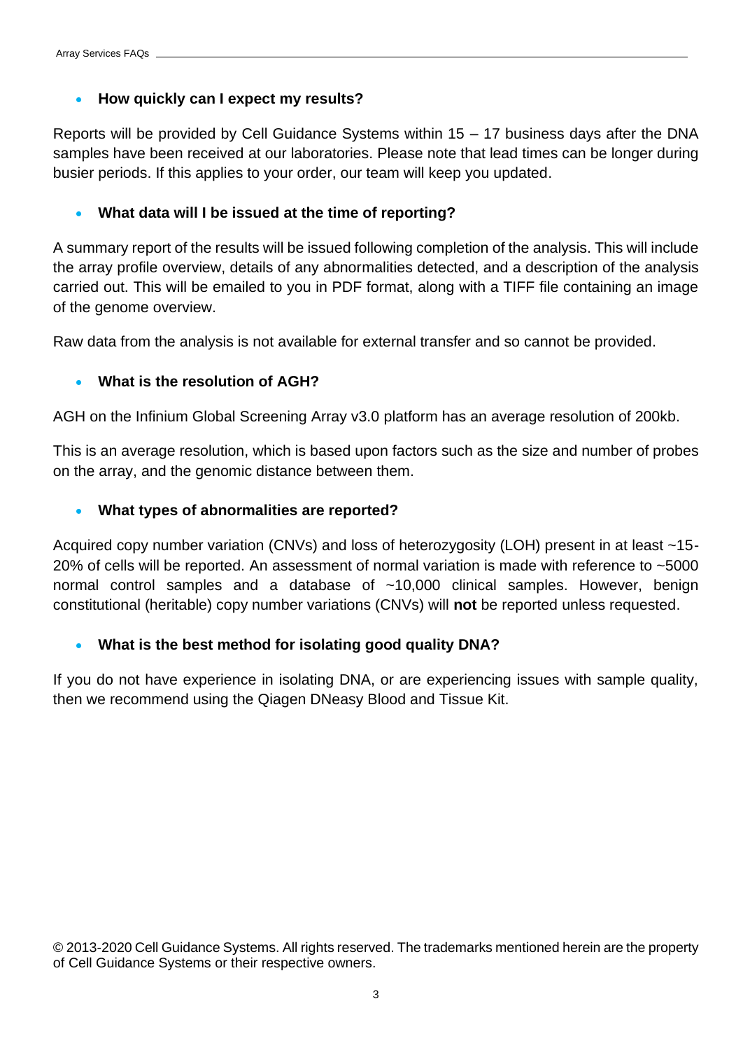- **How quickly can I expect my results?**

Reports will be provided by Cell Guidance Systems within 15 – 17 business days after the DNA samples have been received at our laboratories. Please note that lead times can be longer during busier periods. If this applies to your order, our team will keep you updated.

- **What data will I be issued at the time of reporting?**

A summary report of the results will be issued following completion of the analysis. This will include the array profile overview, details of any abnormalities detected, and a description of the analysis carried out. This will be emailed to you in PDF format, along with a TIFF file containing an image of the genome overview.

Raw data from the analysis is not available for external transfer and so cannot be provided.

- **What is the resolution of AGH?**

AGH on the Infinium Global Screening Array v3.0 platform has an average resolution of 200kb.

This is an average resolution, which is based upon factors such as the size and number of probes on the array, and the genomic distance between them.

- **What types of abnormalities are reported?**

Acquired copy number variation (CNVs) and loss of heterozygosity (LOH) present in at least ~15-20% of cells will be reported. An assessment of normal variation is made with reference to ~5000 normal control samples and a database of ~10,000 clinical samples. However, benign constitutional (heritable) copy number variations (CNVs) will **not** be reported unless requested.

- **What is the best method for isolating good quality DNA?**

If you do not have experience in isolating DNA, or are experiencing issues with sample quality, then we recommend using the Qiagen DNeasy Blood and Tissue Kit.

© 2013-2020 Cell Guidance Systems. All rights reserved. The trademarks mentioned herein are the property of Cell Guidance Systems or their respective owners.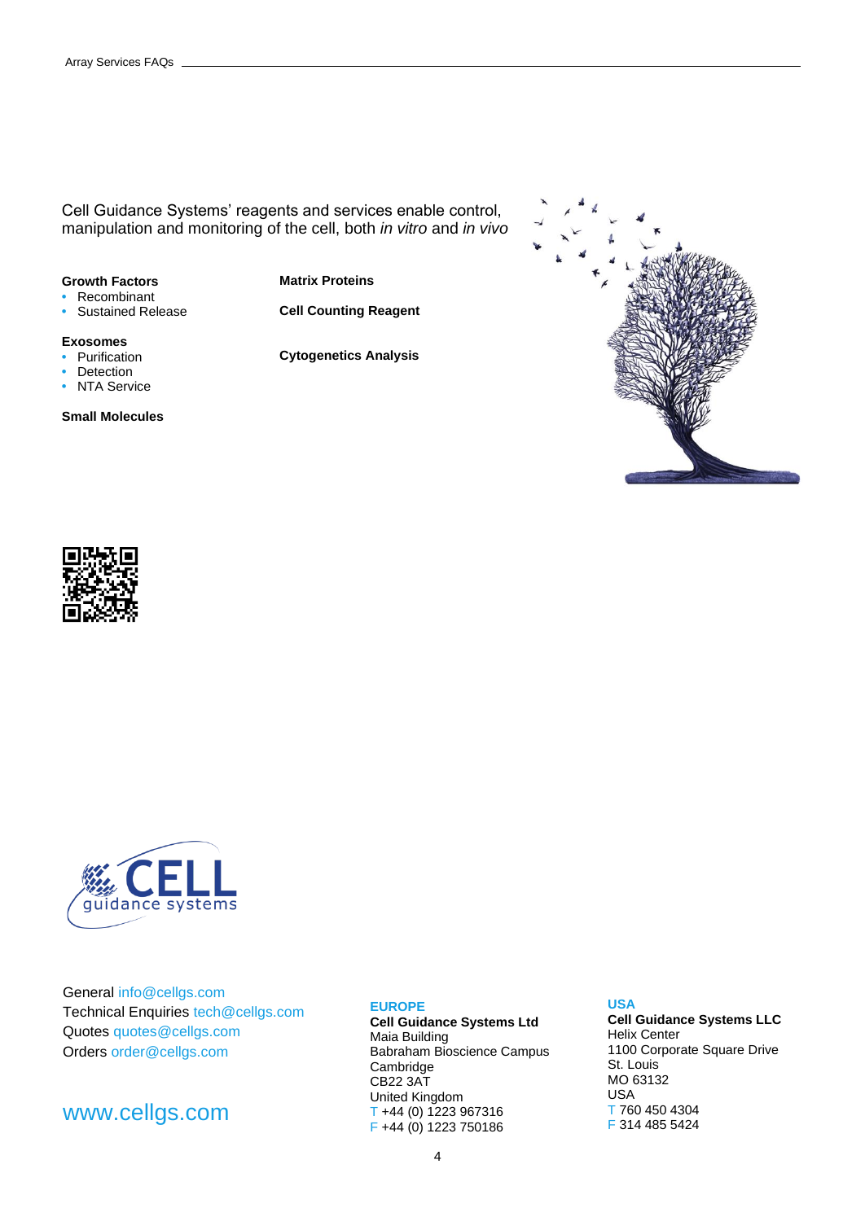Cell Guidance Systems' reagents and services enable control, manipulation and monitoring of the cell, both *in vitro* and *in vivo*

**Growth Factors**
- Recombinant
- Sustained Release

**Exosomes**
- Purification
- Detection
- NTA Service

**Small Molecules**

**Matrix Proteins**

**Cell Counting Reagent**

**Cytogenetics Analysis**

General info@cellgs.com
Technical Enquiries tech@cellgs.com
Quotes quotes@cellgs.com
Orders order@cellgs.com

www.cellgs.com

**EUROPE**
**Cell Guidance Systems Ltd**
Maia Building
Babraham Bioscience Campus
Cambridge
CB22 3AT
United Kingdom
T +44 (0) 1223 967316
F +44 (0) 1223 750186

**USA**
**Cell Guidance Systems LLC**
Helix Center
1100 Corporate Square Drive
St. Louis
MO 63132
USA
T 760 450 4304
F 314 485 5424